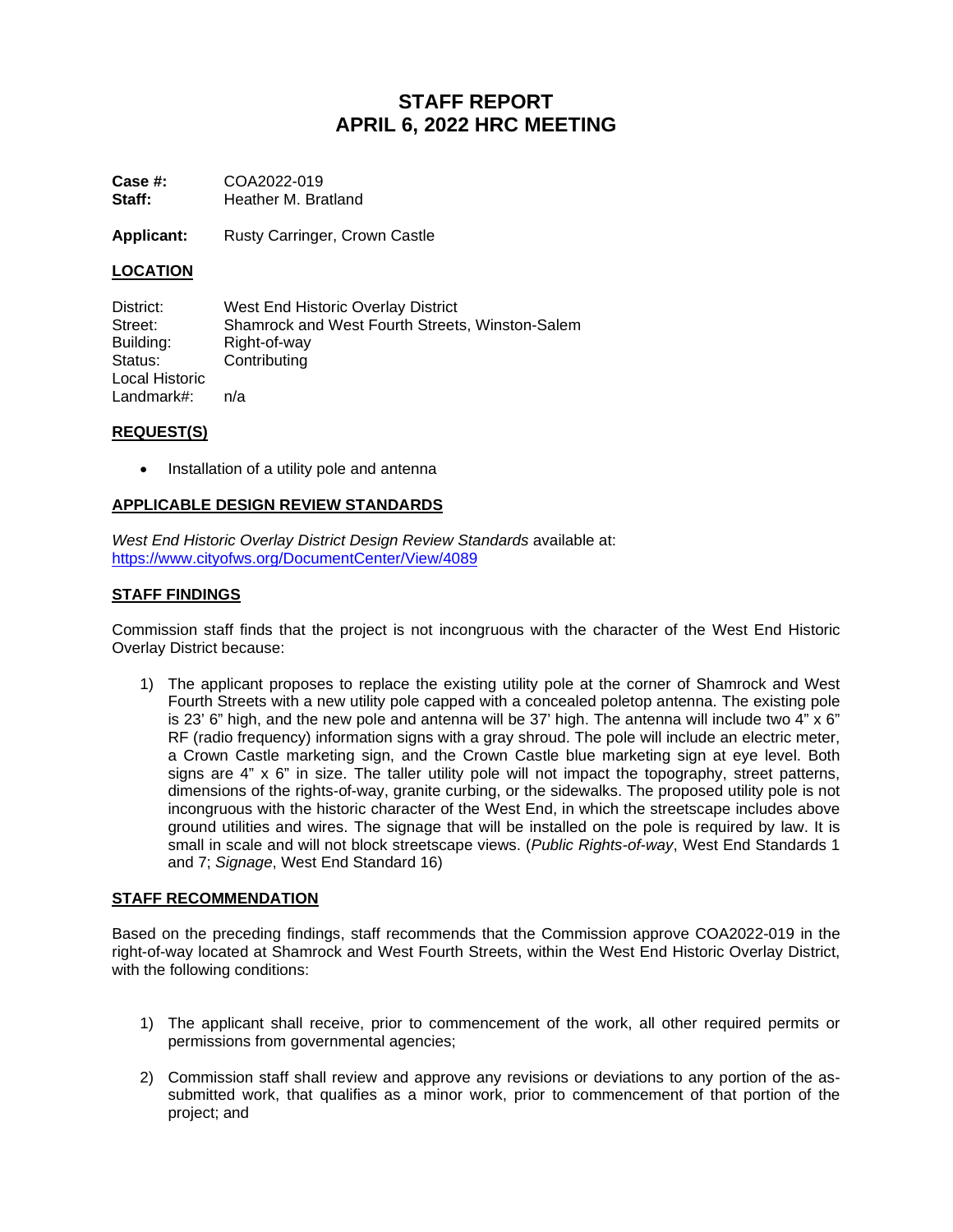# STAFF REPORT
# APRIL 6, 2022 HRC MEETING

**Case #:** COA2022-019
**Staff:** Heather M. Bratland

**Applicant:** Rusty Carringer, Crown Castle

## LOCATION

District: West End Historic Overlay District
Street: Shamrock and West Fourth Streets, Winston-Salem
Building: Right-of-way
Status: Contributing
Local Historic Landmark#: n/a

## REQUEST(S)

- Installation of a utility pole and antenna

## APPLICABLE DESIGN REVIEW STANDARDS

*West End Historic Overlay District Design Review Standards* available at:
https://www.cityofws.org/DocumentCenter/View/4089

## STAFF FINDINGS

Commission staff finds that the project is not incongruous with the character of the West End Historic Overlay District because:

1) The applicant proposes to replace the existing utility pole at the corner of Shamrock and West Fourth Streets with a new utility pole capped with a concealed poletop antenna. The existing pole is 23' 6" high, and the new pole and antenna will be 37' high. The antenna will include two 4" x 6" RF (radio frequency) information signs with a gray shroud. The pole will include an electric meter, a Crown Castle marketing sign, and the Crown Castle blue marketing sign at eye level. Both signs are 4" x 6" in size. The taller utility pole will not impact the topography, street patterns, dimensions of the rights-of-way, granite curbing, or the sidewalks. The proposed utility pole is not incongruous with the historic character of the West End, in which the streetscape includes above ground utilities and wires. The signage that will be installed on the pole is required by law. It is small in scale and will not block streetscape views. (*Public Rights-of-way*, West End Standards 1 and 7; *Signage*, West End Standard 16)

## STAFF RECOMMENDATION

Based on the preceding findings, staff recommends that the Commission approve COA2022-019 in the right-of-way located at Shamrock and West Fourth Streets, within the West End Historic Overlay District, with the following conditions:

1) The applicant shall receive, prior to commencement of the work, all other required permits or permissions from governmental agencies;

2) Commission staff shall review and approve any revisions or deviations to any portion of the as-submitted work, that qualifies as a minor work, prior to commencement of that portion of the project; and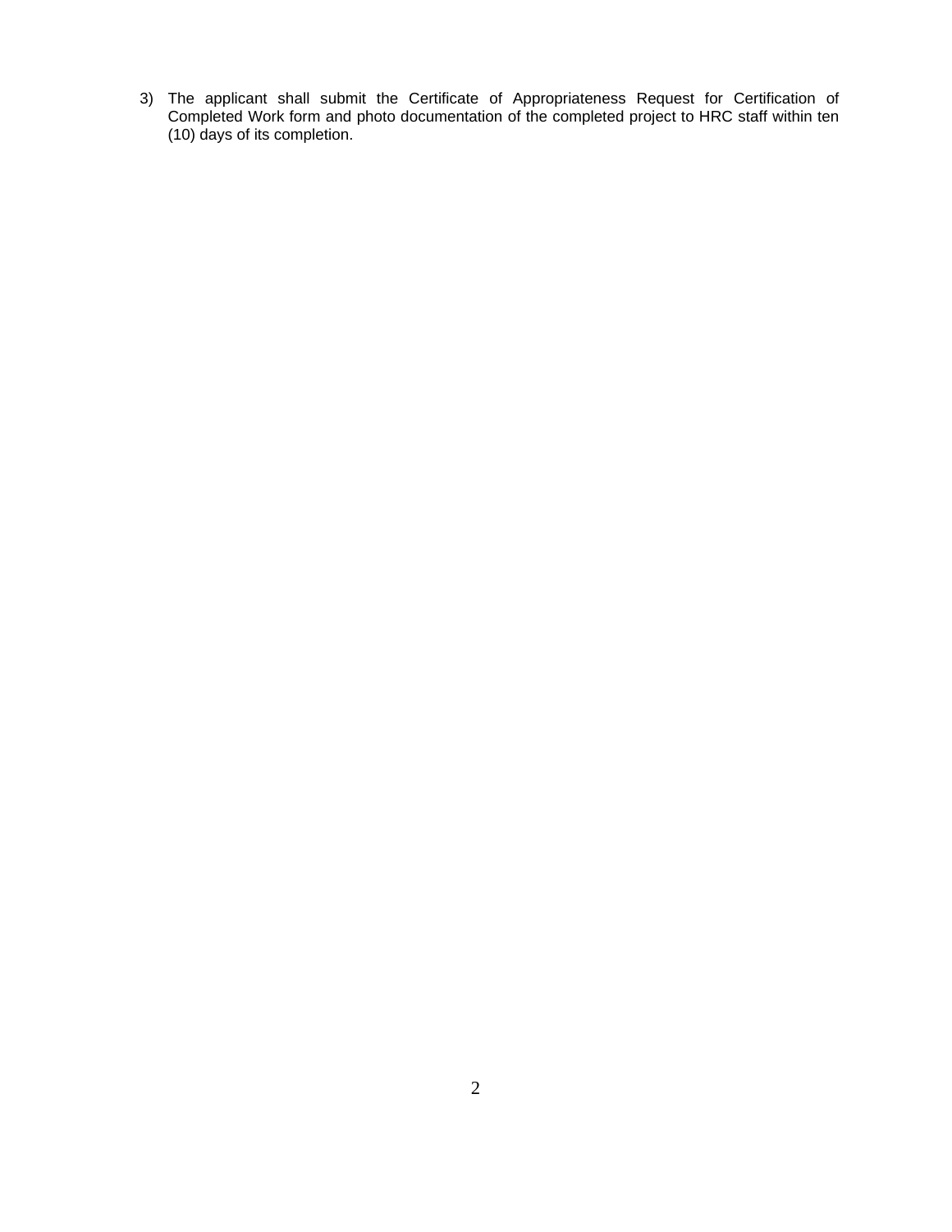3) The applicant shall submit the Certificate of Appropriateness Request for Certification of Completed Work form and photo documentation of the completed project to HRC staff within ten (10) days of its completion.